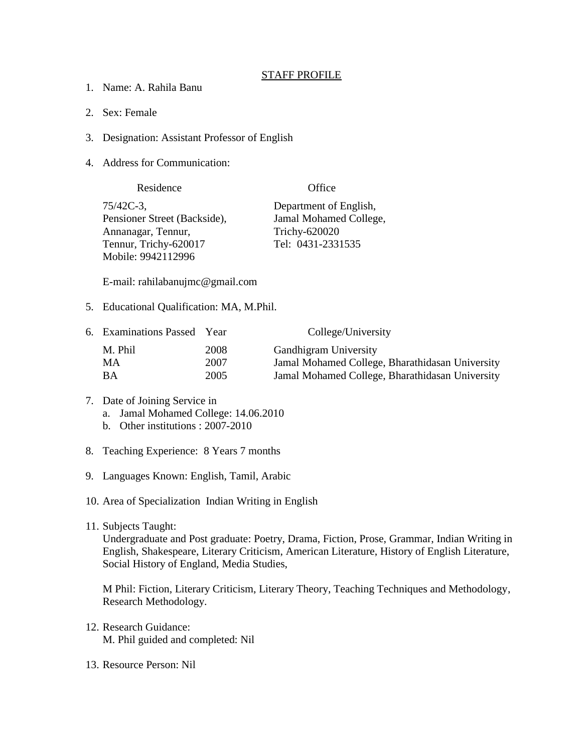# STAFF PROFILE

1. Name: A. Rahila Banu

2. Sex: Female

3. Designation: Assistant Professor of English

4. Address for Communication:

| Residence | Office |
|---|---|
| 75/42C-3,<br>Pensioner Street (Backside),<br>Annanagar, Tennur,<br>Tennur, Trichy-620017<br>Mobile: 9942112996 | Department of English,<br>Jamal Mohamed College,<br>Trichy-620020<br>Tel: 0431-2331535 |

   E-mail: rahilabanujmc@gmail.com

5. Educational Qualification: MA, M.Phil.

6. Examinations Passed

| Examinations Passed | Year | College/University |
|---|---|---|
| M. Phil | 2008 | Gandhigram University |
| MA | 2007 | Jamal Mohamed College, Bharathidasan University |
| BA | 2005 | Jamal Mohamed College, Bharathidasan University |

7. Date of Joining Service in
   a. Jamal Mohamed College: 14.06.2010
   b. Other institutions : 2007-2010

8. Teaching Experience: 8 Years 7 months

9. Languages Known: English, Tamil, Arabic

10. Area of Specialization Indian Writing in English

11. Subjects Taught:
    Undergraduate and Post graduate: Poetry, Drama, Fiction, Prose, Grammar, Indian Writing in English, Shakespeare, Literary Criticism, American Literature, History of English Literature, Social History of England, Media Studies,

    M Phil: Fiction, Literary Criticism, Literary Theory, Teaching Techniques and Methodology, Research Methodology.

12. Research Guidance:
    M. Phil guided and completed: Nil

13. Resource Person: Nil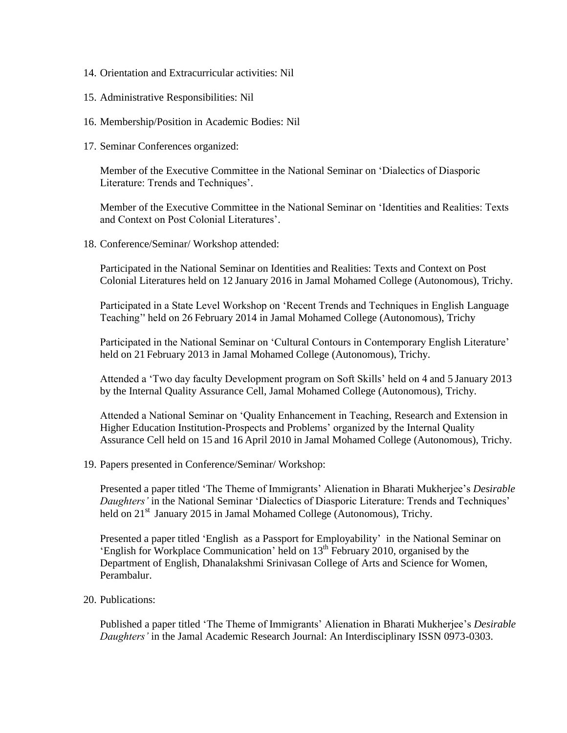14. Orientation and Extracurricular activities: Nil

15. Administrative Responsibilities: Nil

16. Membership/Position in Academic Bodies: Nil

17. Seminar Conferences organized:

    Member of the Executive Committee in the National Seminar on 'Dialectics of Diasporic Literature: Trends and Techniques'.

    Member of the Executive Committee in the National Seminar on 'Identities and Realities: Texts and Context on Post Colonial Literatures'.

18. Conference/Seminar/ Workshop attended:

    Participated in the National Seminar on Identities and Realities: Texts and Context on Post Colonial Literatures held on 12 January 2016 in Jamal Mohamed College (Autonomous), Trichy.

    Participated in a State Level Workshop on 'Recent Trends and Techniques in English Language Teaching'' held on 26 February 2014 in Jamal Mohamed College (Autonomous), Trichy

    Participated in the National Seminar on 'Cultural Contours in Contemporary English Literature' held on 21 February 2013 in Jamal Mohamed College (Autonomous), Trichy.

    Attended a 'Two day faculty Development program on Soft Skills' held on 4 and 5 January 2013 by the Internal Quality Assurance Cell, Jamal Mohamed College (Autonomous), Trichy.

    Attended a National Seminar on 'Quality Enhancement in Teaching, Research and Extension in Higher Education Institution-Prospects and Problems' organized by the Internal Quality Assurance Cell held on 15 and 16 April 2010 in Jamal Mohamed College (Autonomous), Trichy.

19. Papers presented in Conference/Seminar/ Workshop:

    Presented a paper titled 'The Theme of Immigrants' Alienation in Bharati Mukherjee's *Desirable Daughters'* in the National Seminar 'Dialectics of Diasporic Literature: Trends and Techniques' held on 21st January 2015 in Jamal Mohamed College (Autonomous), Trichy.

    Presented a paper titled 'English as a Passport for Employability' in the National Seminar on 'English for Workplace Communication' held on 13th February 2010, organised by the Department of English, Dhanalakshmi Srinivasan College of Arts and Science for Women, Perambalur.

20. Publications:

    Published a paper titled 'The Theme of Immigrants' Alienation in Bharati Mukherjee's *Desirable Daughters'* in the Jamal Academic Research Journal: An Interdisciplinary ISSN 0973-0303.